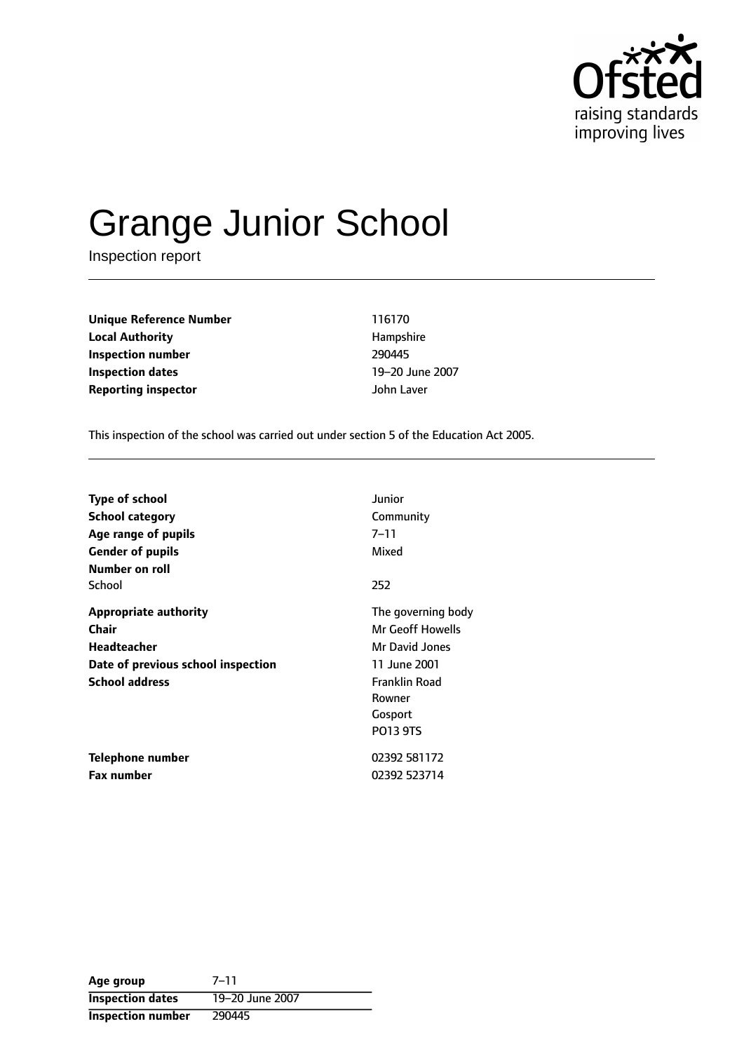# Grange Junior School

Inspection report

| | |
|---|---|
| **Unique Reference Number** | 116170 |
| **Local Authority** | Hampshire |
| **Inspection number** | 290445 |
| **Inspection dates** | 19–20 June 2007 |
| **Reporting inspector** | John Laver |

This inspection of the school was carried out under section 5 of the Education Act 2005.

| | |
|---|---|
| **Type of school** | Junior |
| **School category** | Community |
| **Age range of pupils** | 7–11 |
| **Gender of pupils** | Mixed |
| **Number on roll** | |
| School | 252 |
| **Appropriate authority** | The governing body |
| **Chair** | Mr Geoff Howells |
| **Headteacher** | Mr David Jones |
| **Date of previous school inspection** | 11 June 2001 |
| **School address** | Franklin Road<br>Rowner<br>Gosport<br>PO13 9TS |
| **Telephone number** | 02392 581172 |
| **Fax number** | 02392 523714 |

| | |
|---|---|
| **Age group** | 7–11 |
| **Inspection dates** | 19–20 June 2007 |
| **Inspection number** | 290445 |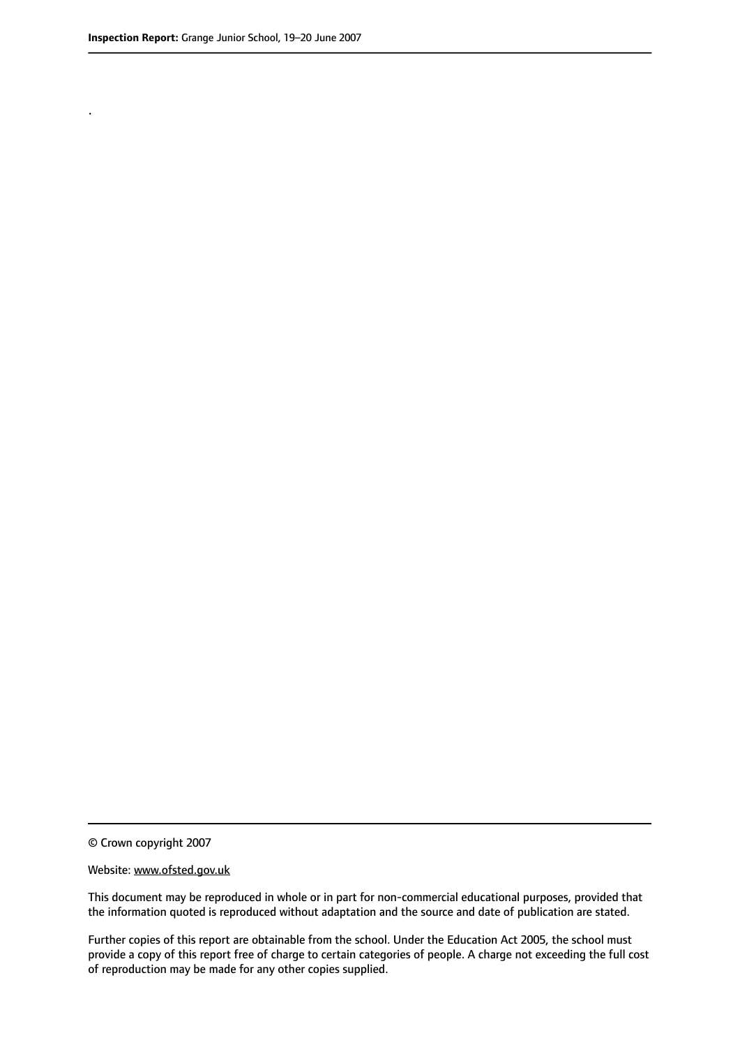.

© Crown copyright 2007

Website: www.ofsted.gov.uk

This document may be reproduced in whole or in part for non-commercial educational purposes, provided that the information quoted is reproduced without adaptation and the source and date of publication are stated.

Further copies of this report are obtainable from the school. Under the Education Act 2005, the school must provide a copy of this report free of charge to certain categories of people. A charge not exceeding the full cost of reproduction may be made for any other copies supplied.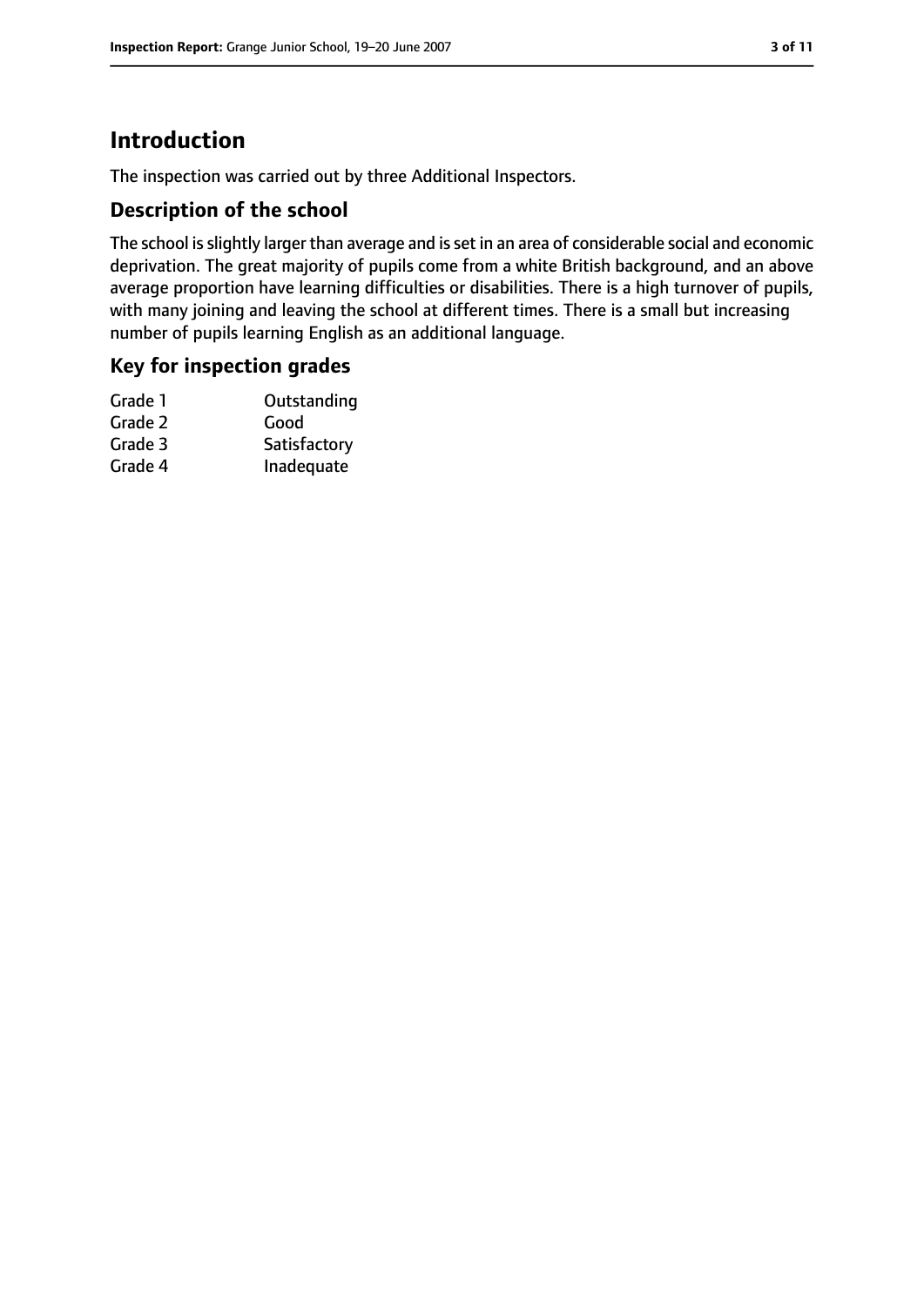# Introduction

The inspection was carried out by three Additional Inspectors.

## Description of the school

The school is slightly larger than average and is set in an area of considerable social and economic deprivation. The great majority of pupils come from a white British background, and an above average proportion have learning difficulties or disabilities. There is a high turnover of pupils, with many joining and leaving the school at different times. There is a small but increasing number of pupils learning English as an additional language.

## Key for inspection grades

| Grade | Description |
| --- | --- |
| Grade 1 | Outstanding |
| Grade 2 | Good |
| Grade 3 | Satisfactory |
| Grade 4 | Inadequate |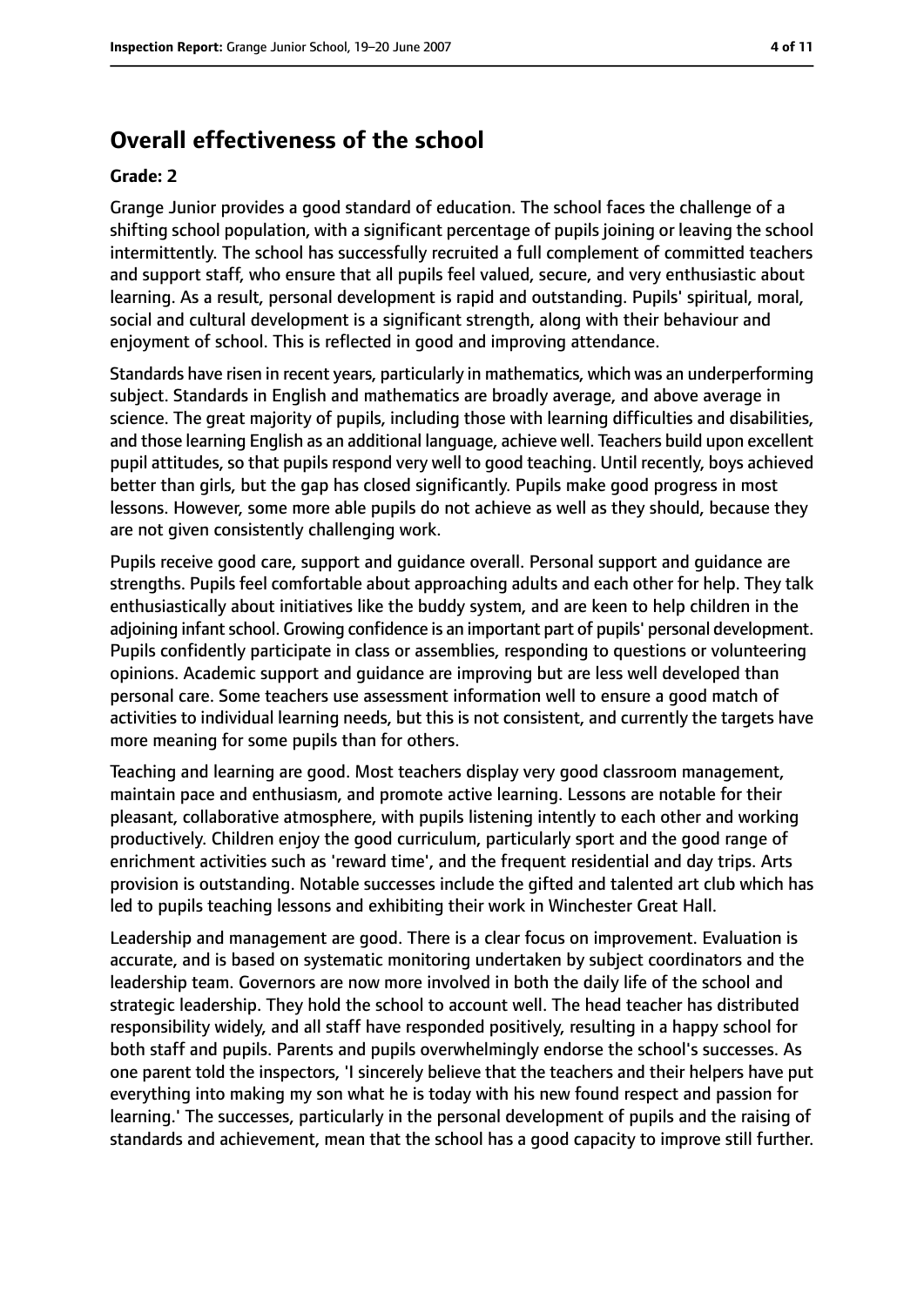## Overall effectiveness of the school

### Grade: 2

Grange Junior provides a good standard of education. The school faces the challenge of a shifting school population, with a significant percentage of pupils joining or leaving the school intermittently. The school has successfully recruited a full complement of committed teachers and support staff, who ensure that all pupils feel valued, secure, and very enthusiastic about learning. As a result, personal development is rapid and outstanding. Pupils' spiritual, moral, social and cultural development is a significant strength, along with their behaviour and enjoyment of school. This is reflected in good and improving attendance.

Standards have risen in recent years, particularly in mathematics, which was an underperforming subject. Standards in English and mathematics are broadly average, and above average in science. The great majority of pupils, including those with learning difficulties and disabilities, and those learning English as an additional language, achieve well. Teachers build upon excellent pupil attitudes, so that pupils respond very well to good teaching. Until recently, boys achieved better than girls, but the gap has closed significantly. Pupils make good progress in most lessons. However, some more able pupils do not achieve as well as they should, because they are not given consistently challenging work.

Pupils receive good care, support and guidance overall. Personal support and guidance are strengths. Pupils feel comfortable about approaching adults and each other for help. They talk enthusiastically about initiatives like the buddy system, and are keen to help children in the adjoining infant school. Growing confidence is an important part of pupils' personal development. Pupils confidently participate in class or assemblies, responding to questions or volunteering opinions. Academic support and guidance are improving but are less well developed than personal care. Some teachers use assessment information well to ensure a good match of activities to individual learning needs, but this is not consistent, and currently the targets have more meaning for some pupils than for others.

Teaching and learning are good. Most teachers display very good classroom management, maintain pace and enthusiasm, and promote active learning. Lessons are notable for their pleasant, collaborative atmosphere, with pupils listening intently to each other and working productively. Children enjoy the good curriculum, particularly sport and the good range of enrichment activities such as 'reward time', and the frequent residential and day trips. Arts provision is outstanding. Notable successes include the gifted and talented art club which has led to pupils teaching lessons and exhibiting their work in Winchester Great Hall.

Leadership and management are good. There is a clear focus on improvement. Evaluation is accurate, and is based on systematic monitoring undertaken by subject coordinators and the leadership team. Governors are now more involved in both the daily life of the school and strategic leadership. They hold the school to account well. The head teacher has distributed responsibility widely, and all staff have responded positively, resulting in a happy school for both staff and pupils. Parents and pupils overwhelmingly endorse the school's successes. As one parent told the inspectors, 'I sincerely believe that the teachers and their helpers have put everything into making my son what he is today with his new found respect and passion for learning.' The successes, particularly in the personal development of pupils and the raising of standards and achievement, mean that the school has a good capacity to improve still further.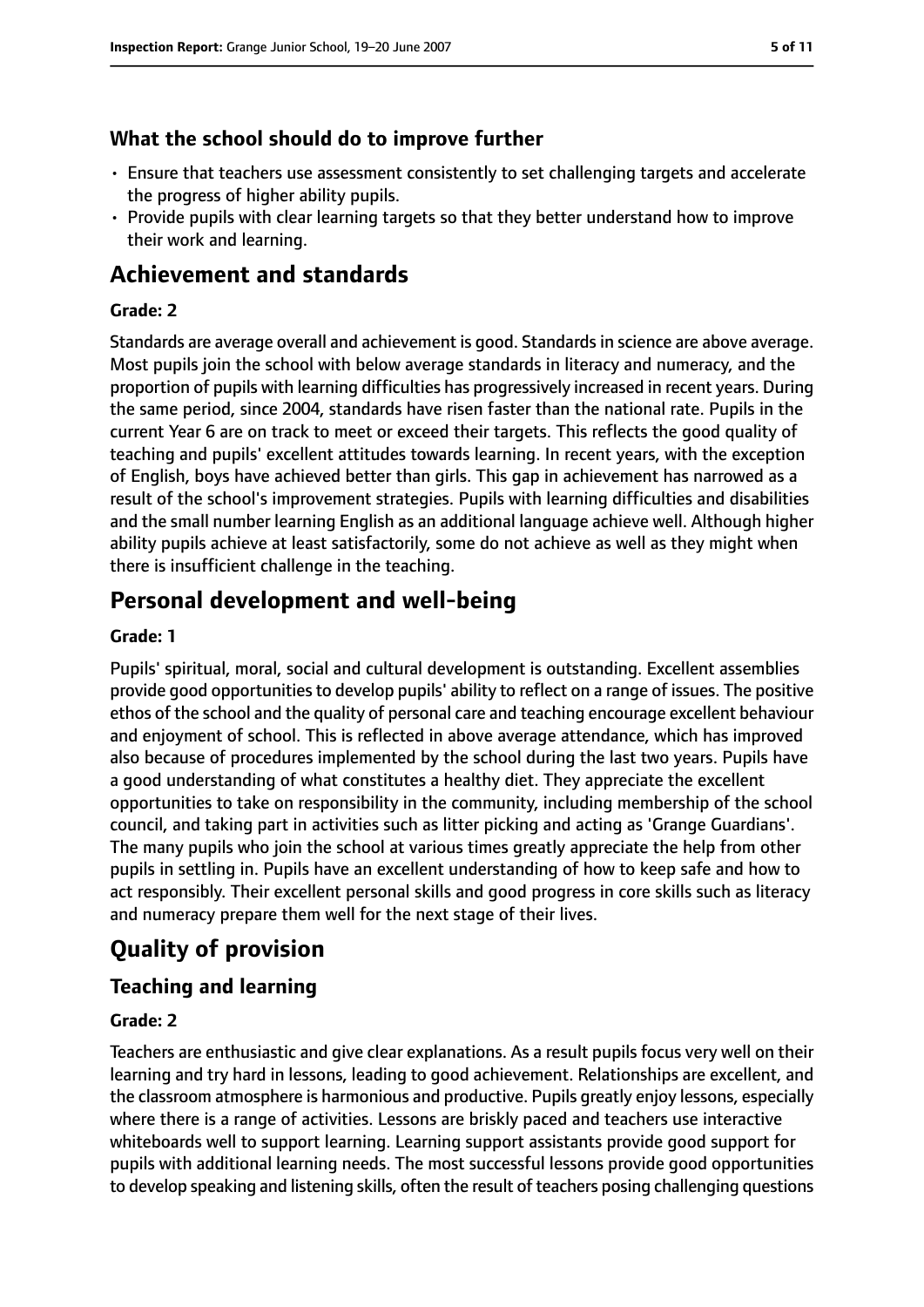### What the school should do to improve further

- Ensure that teachers use assessment consistently to set challenging targets and accelerate the progress of higher ability pupils.
- Provide pupils with clear learning targets so that they better understand how to improve their work and learning.

## Achievement and standards

#### Grade: 2

Standards are average overall and achievement is good. Standards in science are above average. Most pupils join the school with below average standards in literacy and numeracy, and the proportion of pupils with learning difficulties has progressively increased in recent years. During the same period, since 2004, standards have risen faster than the national rate. Pupils in the current Year 6 are on track to meet or exceed their targets. This reflects the good quality of teaching and pupils' excellent attitudes towards learning. In recent years, with the exception of English, boys have achieved better than girls. This gap in achievement has narrowed as a result of the school's improvement strategies. Pupils with learning difficulties and disabilities and the small number learning English as an additional language achieve well. Although higher ability pupils achieve at least satisfactorily, some do not achieve as well as they might when there is insufficient challenge in the teaching.

## Personal development and well-being

#### Grade: 1

Pupils' spiritual, moral, social and cultural development is outstanding. Excellent assemblies provide good opportunities to develop pupils' ability to reflect on a range of issues. The positive ethos of the school and the quality of personal care and teaching encourage excellent behaviour and enjoyment of school. This is reflected in above average attendance, which has improved also because of procedures implemented by the school during the last two years. Pupils have a good understanding of what constitutes a healthy diet. They appreciate the excellent opportunities to take on responsibility in the community, including membership of the school council, and taking part in activities such as litter picking and acting as 'Grange Guardians'. The many pupils who join the school at various times greatly appreciate the help from other pupils in settling in. Pupils have an excellent understanding of how to keep safe and how to act responsibly. Their excellent personal skills and good progress in core skills such as literacy and numeracy prepare them well for the next stage of their lives.

## Quality of provision

### Teaching and learning

#### Grade: 2

Teachers are enthusiastic and give clear explanations. As a result pupils focus very well on their learning and try hard in lessons, leading to good achievement. Relationships are excellent, and the classroom atmosphere is harmonious and productive. Pupils greatly enjoy lessons, especially where there is a range of activities. Lessons are briskly paced and teachers use interactive whiteboards well to support learning. Learning support assistants provide good support for pupils with additional learning needs. The most successful lessons provide good opportunities to develop speaking and listening skills, often the result of teachers posing challenging questions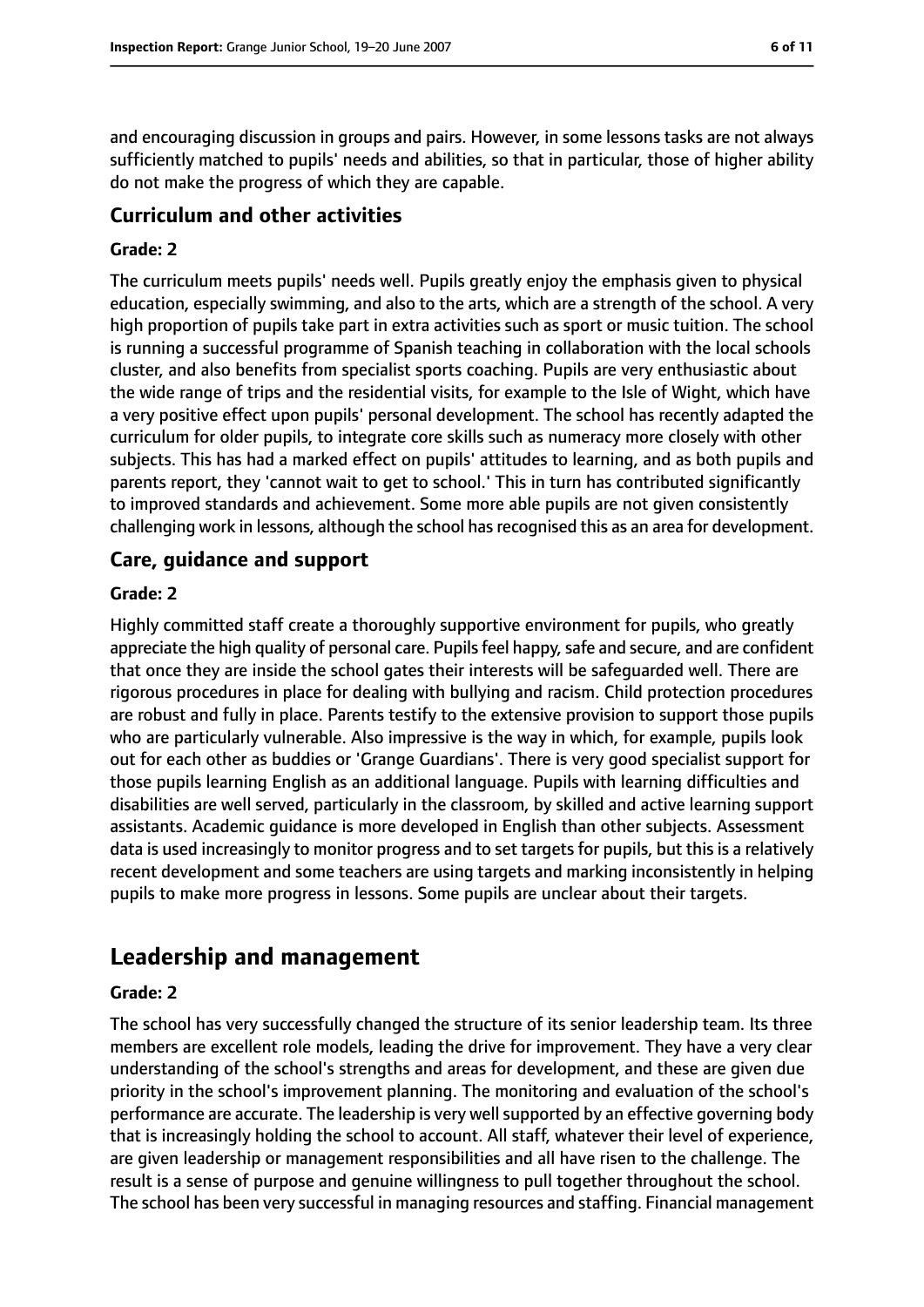and encouraging discussion in groups and pairs. However, in some lessons tasks are not always sufficiently matched to pupils' needs and abilities, so that in particular, those of higher ability do not make the progress of which they are capable.

### Curriculum and other activities

#### Grade: 2

The curriculum meets pupils' needs well. Pupils greatly enjoy the emphasis given to physical education, especially swimming, and also to the arts, which are a strength of the school. A very high proportion of pupils take part in extra activities such as sport or music tuition. The school is running a successful programme of Spanish teaching in collaboration with the local schools cluster, and also benefits from specialist sports coaching. Pupils are very enthusiastic about the wide range of trips and the residential visits, for example to the Isle of Wight, which have a very positive effect upon pupils' personal development. The school has recently adapted the curriculum for older pupils, to integrate core skills such as numeracy more closely with other subjects. This has had a marked effect on pupils' attitudes to learning, and as both pupils and parents report, they 'cannot wait to get to school.' This in turn has contributed significantly to improved standards and achievement. Some more able pupils are not given consistently challenging work in lessons, although the school has recognised this as an area for development.

### Care, guidance and support

#### Grade: 2

Highly committed staff create a thoroughly supportive environment for pupils, who greatly appreciate the high quality of personal care. Pupils feel happy, safe and secure, and are confident that once they are inside the school gates their interests will be safeguarded well. There are rigorous procedures in place for dealing with bullying and racism. Child protection procedures are robust and fully in place. Parents testify to the extensive provision to support those pupils who are particularly vulnerable. Also impressive is the way in which, for example, pupils look out for each other as buddies or 'Grange Guardians'. There is very good specialist support for those pupils learning English as an additional language. Pupils with learning difficulties and disabilities are well served, particularly in the classroom, by skilled and active learning support assistants. Academic guidance is more developed in English than other subjects. Assessment data is used increasingly to monitor progress and to set targets for pupils, but this is a relatively recent development and some teachers are using targets and marking inconsistently in helping pupils to make more progress in lessons. Some pupils are unclear about their targets.

## Leadership and management

#### Grade: 2

The school has very successfully changed the structure of its senior leadership team. Its three members are excellent role models, leading the drive for improvement. They have a very clear understanding of the school's strengths and areas for development, and these are given due priority in the school's improvement planning. The monitoring and evaluation of the school's performance are accurate. The leadership is very well supported by an effective governing body that is increasingly holding the school to account. All staff, whatever their level of experience, are given leadership or management responsibilities and all have risen to the challenge. The result is a sense of purpose and genuine willingness to pull together throughout the school. The school has been very successful in managing resources and staffing. Financial management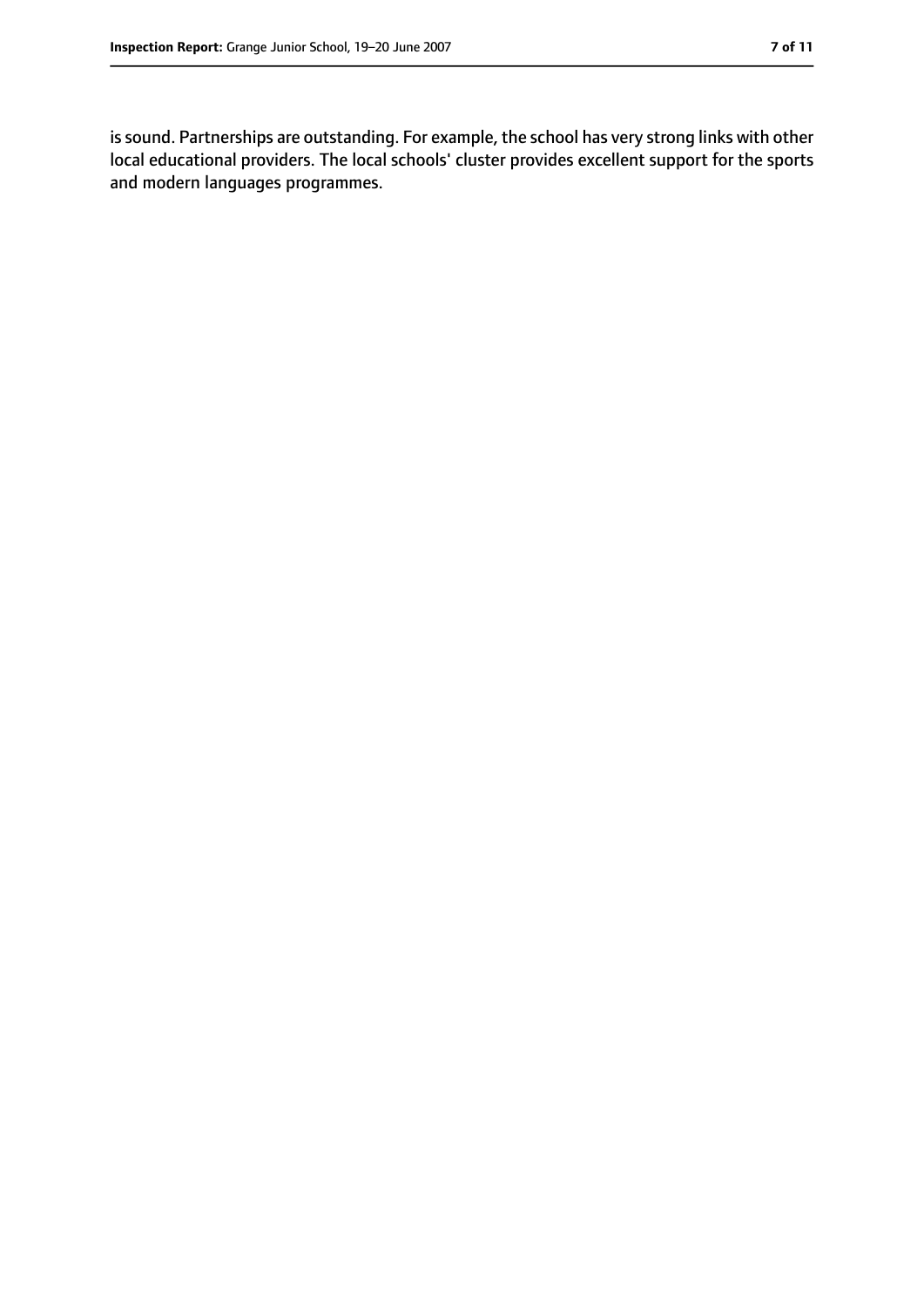is sound. Partnerships are outstanding. For example, the school has very strong links with other local educational providers. The local schools' cluster provides excellent support for the sports and modern languages programmes.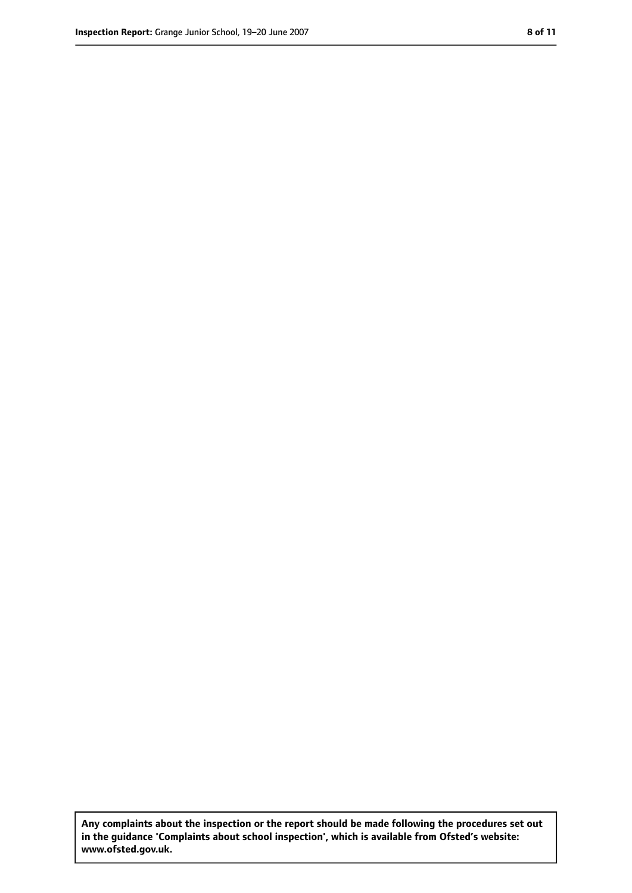**Any complaints about the inspection or the report should be made following the procedures set out in the guidance 'Complaints about school inspection', which is available from Ofsted's website: www.ofsted.gov.uk.**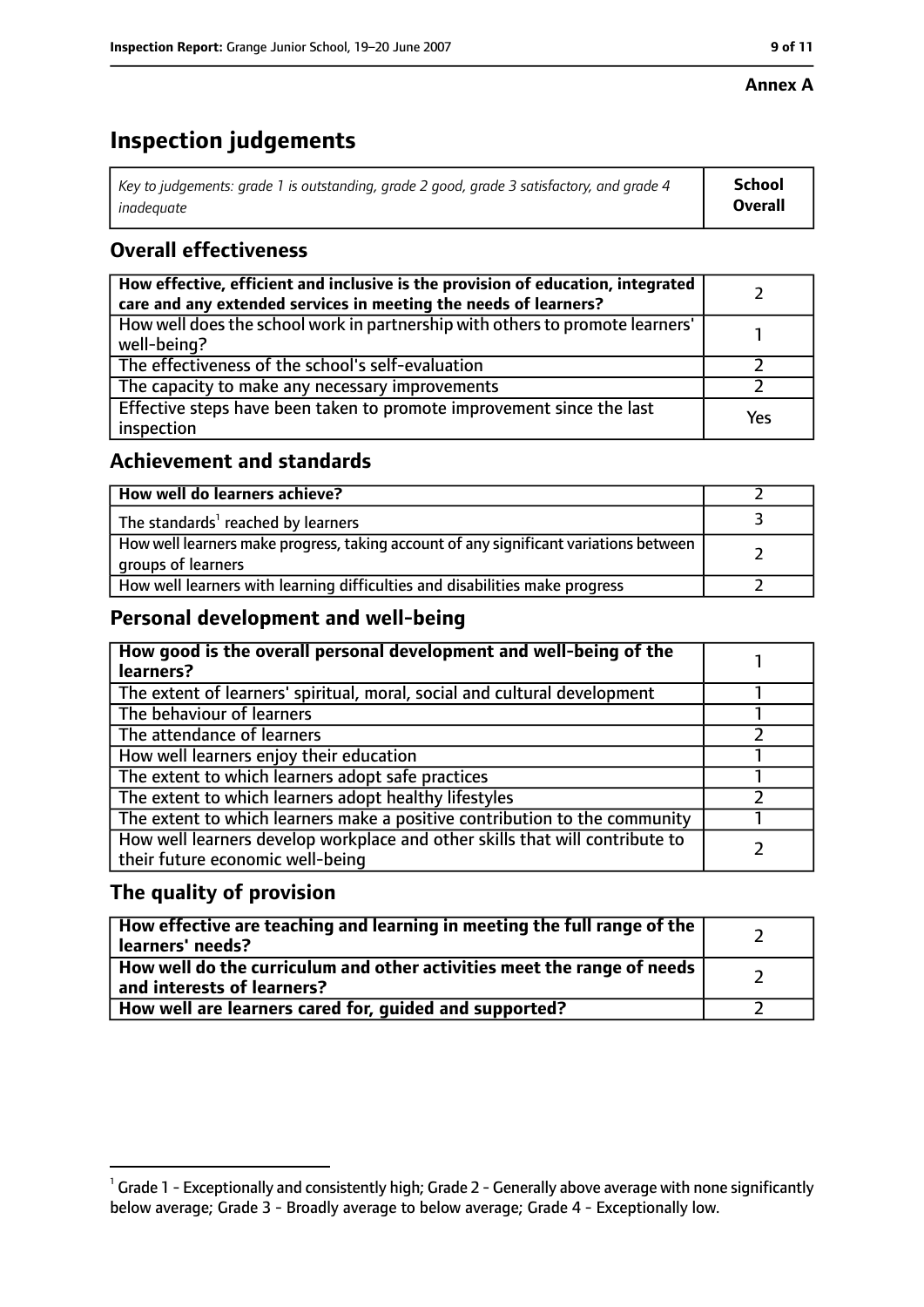**Annex A**

# Inspection judgements

| *Key to judgements: grade 1 is outstanding, grade 2 good, grade 3 satisfactory, and grade 4 inadequate* | **School Overall** |
|---|---|

## Overall effectiveness

| | |
|---|---|
| **How effective, efficient and inclusive is the provision of education, integrated care and any extended services in meeting the needs of learners?** | 2 |
| How well does the school work in partnership with others to promote learners' well-being? | 1 |
| The effectiveness of the school's self-evaluation | 2 |
| The capacity to make any necessary improvements | 2 |
| Effective steps have been taken to promote improvement since the last inspection | Yes |

## Achievement and standards

| | |
|---|---|
| **How well do learners achieve?** | 2 |
| The standards[1] reached by learners | 3 |
| How well learners make progress, taking account of any significant variations between groups of learners | 2 |
| How well learners with learning difficulties and disabilities make progress | 2 |

## Personal development and well-being

| | |
|---|---|
| **How good is the overall personal development and well-being of the learners?** | 1 |
| The extent of learners' spiritual, moral, social and cultural development | 1 |
| The behaviour of learners | 1 |
| The attendance of learners | 2 |
| How well learners enjoy their education | 1 |
| The extent to which learners adopt safe practices | 1 |
| The extent to which learners adopt healthy lifestyles | 2 |
| The extent to which learners make a positive contribution to the community | 1 |
| How well learners develop workplace and other skills that will contribute to their future economic well-being | 2 |

## The quality of provision

| | |
|---|---|
| **How effective are teaching and learning in meeting the full range of the learners' needs?** | 2 |
| **How well do the curriculum and other activities meet the range of needs and interests of learners?** | 2 |
| **How well are learners cared for, guided and supported?** | 2 |

[1] Grade 1 - Exceptionally and consistently high; Grade 2 - Generally above average with none significantly below average; Grade 3 - Broadly average to below average; Grade 4 - Exceptionally low.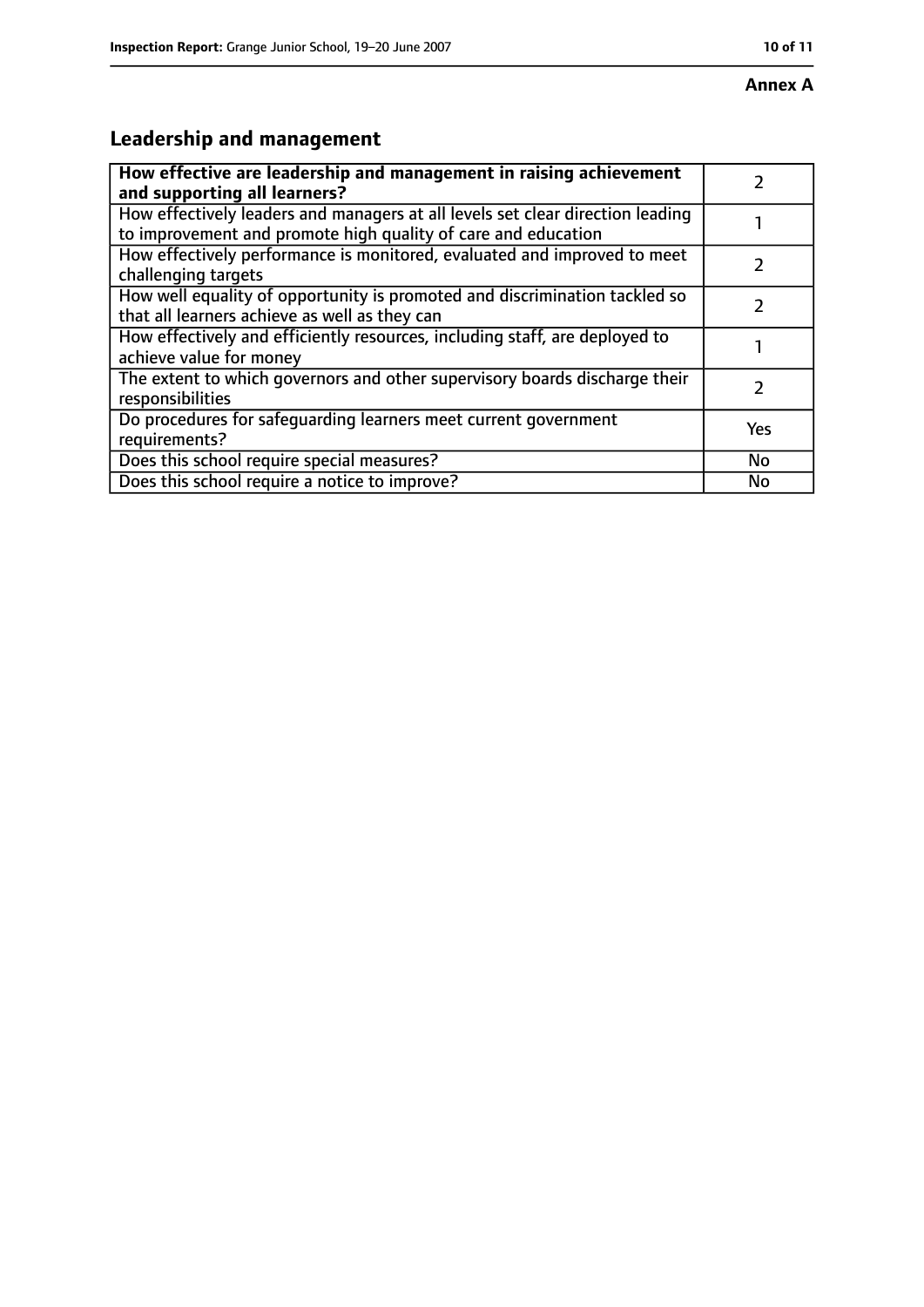**Annex A**

## Leadership and management

| **How effective are leadership and management in raising achievement and supporting all learners?** | 2 |
|---|---|
| How effectively leaders and managers at all levels set clear direction leading to improvement and promote high quality of care and education | 1 |
| How effectively performance is monitored, evaluated and improved to meet challenging targets | 2 |
| How well equality of opportunity is promoted and discrimination tackled so that all learners achieve as well as they can | 2 |
| How effectively and efficiently resources, including staff, are deployed to achieve value for money | 1 |
| The extent to which governors and other supervisory boards discharge their responsibilities | 2 |
| Do procedures for safeguarding learners meet current government requirements? | Yes |
| Does this school require special measures? | No |
| Does this school require a notice to improve? | No |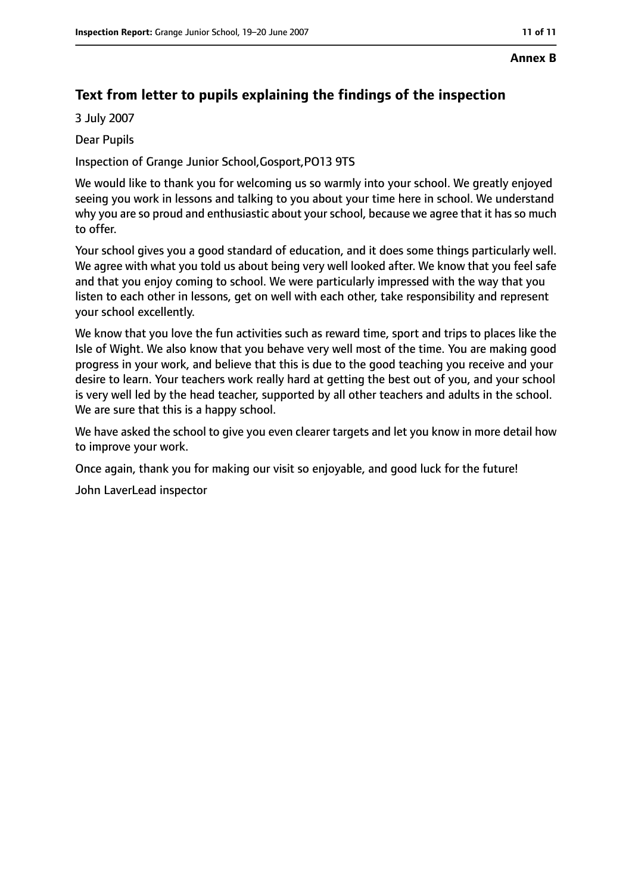**Annex B**

## Text from letter to pupils explaining the findings of the inspection

3 July 2007

Dear Pupils

Inspection of Grange Junior School,Gosport,PO13 9TS

We would like to thank you for welcoming us so warmly into your school. We greatly enjoyed seeing you work in lessons and talking to you about your time here in school. We understand why you are so proud and enthusiastic about your school, because we agree that it has so much to offer.

Your school gives you a good standard of education, and it does some things particularly well. We agree with what you told us about being very well looked after. We know that you feel safe and that you enjoy coming to school. We were particularly impressed with the way that you listen to each other in lessons, get on well with each other, take responsibility and represent your school excellently.

We know that you love the fun activities such as reward time, sport and trips to places like the Isle of Wight. We also know that you behave very well most of the time. You are making good progress in your work, and believe that this is due to the good teaching you receive and your desire to learn. Your teachers work really hard at getting the best out of you, and your school is very well led by the head teacher, supported by all other teachers and adults in the school. We are sure that this is a happy school.

We have asked the school to give you even clearer targets and let you know in more detail how to improve your work.

Once again, thank you for making our visit so enjoyable, and good luck for the future!

John LaverLead inspector